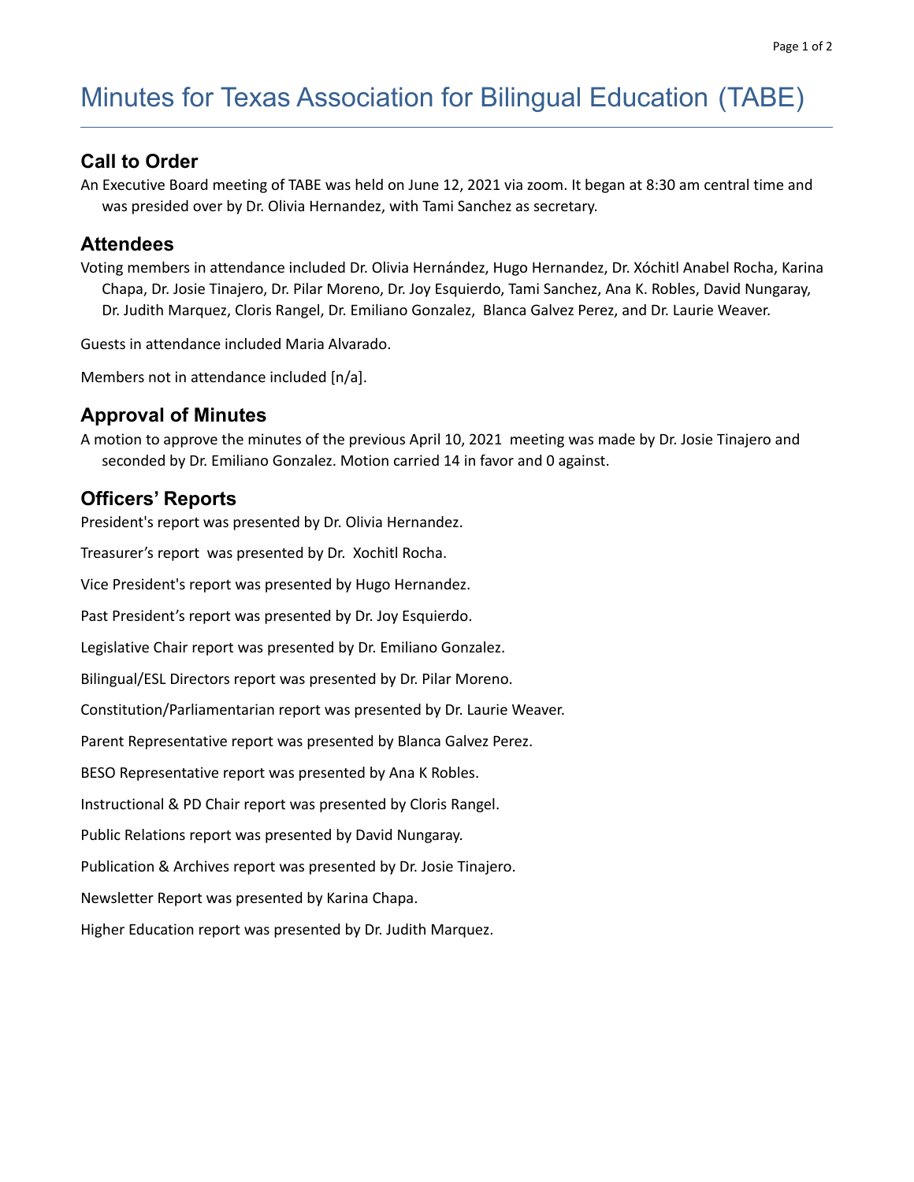# Minutes for Texas Association for Bilingual Education (TABE)

## Call to Order

An Executive Board meeting of TABE was held on June 12, 2021 via zoom. It began at 8:30 am central time and was presided over by Dr. Olivia Hernandez, with Tami Sanchez as secretary.

## Attendees

Voting members in attendance included Dr. Olivia Hernández, Hugo Hernandez, Dr. Xóchitl Anabel Rocha, Karina Chapa, Dr. Josie Tinajero, Dr. Pilar Moreno, Dr. Joy Esquierdo, Tami Sanchez, Ana K. Robles, David Nungaray, Dr. Judith Marquez, Cloris Rangel, Dr. Emiliano Gonzalez, Blanca Galvez Perez, and Dr. Laurie Weaver.

Guests in attendance included Maria Alvarado.

Members not in attendance included [n/a].

## Approval of Minutes

A motion to approve the minutes of the previous April 10, 2021 meeting was made by Dr. Josie Tinajero and seconded by Dr. Emiliano Gonzalez. Motion carried 14 in favor and 0 against.

## Officers' Reports

President's report was presented by Dr. Olivia Hernandez.

Treasurer's report was presented by Dr. Xochitl Rocha.

Vice President's report was presented by Hugo Hernandez.

Past President's report was presented by Dr. Joy Esquierdo.

Legislative Chair report was presented by Dr. Emiliano Gonzalez.

Bilingual/ESL Directors report was presented by Dr. Pilar Moreno.

Constitution/Parliamentarian report was presented by Dr. Laurie Weaver.

Parent Representative report was presented by Blanca Galvez Perez.

BESO Representative report was presented by Ana K Robles.

Instructional & PD Chair report was presented by Cloris Rangel.

Public Relations report was presented by David Nungaray.

Publication & Archives report was presented by Dr. Josie Tinajero.

Newsletter Report was presented by Karina Chapa.

Higher Education report was presented by Dr. Judith Marquez.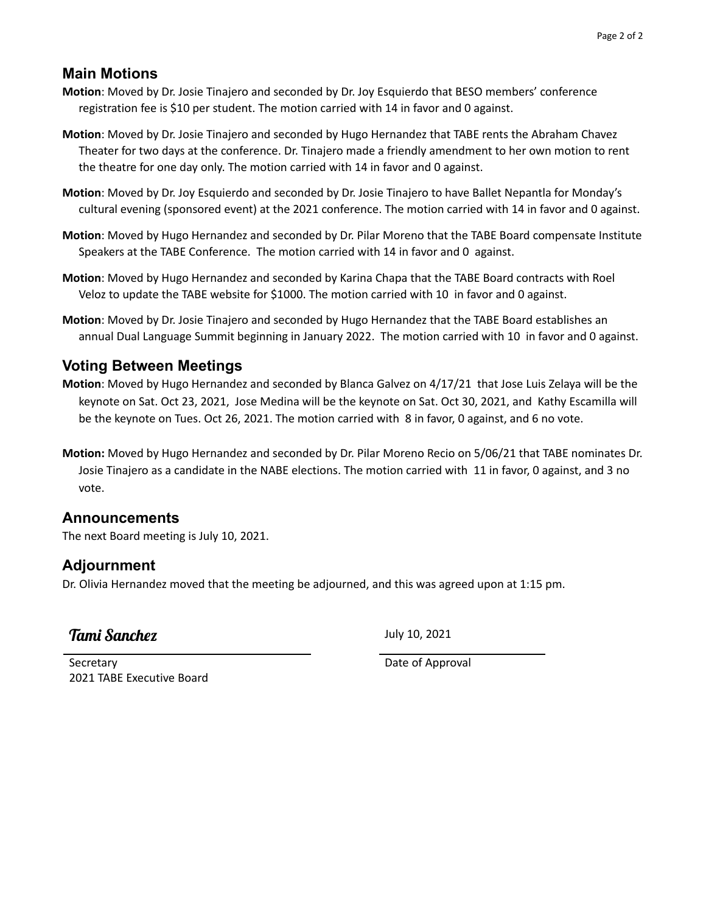## Main Motions

**Motion**: Moved by Dr. Josie Tinajero and seconded by Dr. Joy Esquierdo that BESO members' conference registration fee is $10 per student. The motion carried with 14 in favor and 0 against.

**Motion**: Moved by Dr. Josie Tinajero and seconded by Hugo Hernandez that TABE rents the Abraham Chavez Theater for two days at the conference. Dr. Tinajero made a friendly amendment to her own motion to rent the theatre for one day only. The motion carried with 14 in favor and 0 against.

**Motion**: Moved by Dr. Joy Esquierdo and seconded by Dr. Josie Tinajero to have Ballet Nepantla for Monday's cultural evening (sponsored event) at the 2021 conference. The motion carried with 14 in favor and 0 against.

**Motion**: Moved by Hugo Hernandez and seconded by Dr. Pilar Moreno that the TABE Board compensate Institute Speakers at the TABE Conference. The motion carried with 14 in favor and 0 against.

**Motion**: Moved by Hugo Hernandez and seconded by Karina Chapa that the TABE Board contracts with Roel Veloz to update the TABE website for $1000. The motion carried with 10 in favor and 0 against.

**Motion**: Moved by Dr. Josie Tinajero and seconded by Hugo Hernandez that the TABE Board establishes an annual Dual Language Summit beginning in January 2022. The motion carried with 10 in favor and 0 against.

## Voting Between Meetings

**Motion**: Moved by Hugo Hernandez and seconded by Blanca Galvez on 4/17/21 that Jose Luis Zelaya will be the keynote on Sat. Oct 23, 2021, Jose Medina will be the keynote on Sat. Oct 30, 2021, and Kathy Escamilla will be the keynote on Tues. Oct 26, 2021. The motion carried with 8 in favor, 0 against, and 6 no vote.

**Motion:** Moved by Hugo Hernandez and seconded by Dr. Pilar Moreno Recio on 5/06/21 that TABE nominates Dr. Josie Tinajero as a candidate in the NABE elections. The motion carried with 11 in favor, 0 against, and 3 no vote.

## Announcements

The next Board meeting is July 10, 2021.

## Adjournment

Dr. Olivia Hernandez moved that the meeting be adjourned, and this was agreed upon at 1:15 pm.

*Tami Sanchez*

Secretary
2021 TABE Executive Board

July 10, 2021

Date of Approval